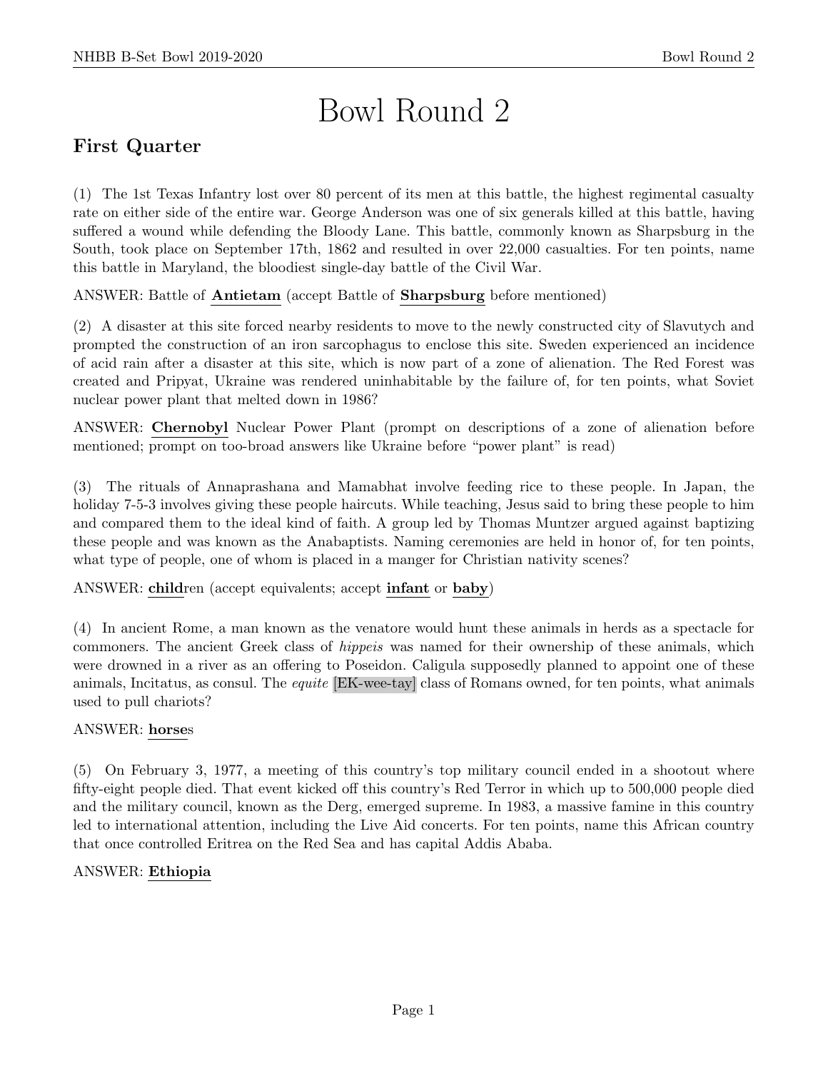// Bowl Round 2

## First Quarter

(1) The 1st Texas Infantry lost over 80 percent of its men at this battle, the highest regimental casualty rate on either side of the entire war. George Anderson was one of six generals killed at this battle, having suffered a wound while defending the Bloody Lane. This battle, commonly known as Sharpsburg in the South, took place on September 17th, 1862 and resulted in over 22,000 casualties. For ten points, name this battle in Maryland, the bloodiest single-day battle of the Civil War.

ANSWER: Battle of **Antietam** (accept Battle of **Sharpsburg** before mentioned)

(2) A disaster at this site forced nearby residents to move to the newly constructed city of Slavutych and prompted the construction of an iron sarcophagus to enclose this site. Sweden experienced an incidence of acid rain after a disaster at this site, which is now part of a zone of alienation. The Red Forest was created and Pripyat, Ukraine was rendered uninhabitable by the failure of, for ten points, what Soviet nuclear power plant that melted down in 1986?

ANSWER: **Chernobyl** Nuclear Power Plant (prompt on descriptions of a zone of alienation before mentioned; prompt on too-broad answers like Ukraine before "power plant" is read)

(3) The rituals of Annaprashana and Mamabhat involve feeding rice to these people. In Japan, the holiday 7-5-3 involves giving these people haircuts. While teaching, Jesus said to bring these people to him and compared them to the ideal kind of faith. A group led by Thomas Muntzer argued against baptizing these people and was known as the Anabaptists. Naming ceremonies are held in honor of, for ten points, what type of people, one of whom is placed in a manger for Christian nativity scenes?

ANSWER: **child**ren (accept equivalents; accept **infant** or **baby**)

(4) In ancient Rome, a man known as the venatore would hunt these animals in herds as a spectacle for commoners. The ancient Greek class of *hippeis* was named for their ownership of these animals, which were drowned in a river as an offering to Poseidon. Caligula supposedly planned to appoint one of these animals, Incitatus, as consul. The *equite* [EK-wee-tay] class of Romans owned, for ten points, what animals used to pull chariots?

ANSWER: **horse**s

(5) On February 3, 1977, a meeting of this country's top military council ended in a shootout where fifty-eight people died. That event kicked off this country's Red Terror in which up to 500,000 people died and the military council, known as the Derg, emerged supreme. In 1983, a massive famine in this country led to international attention, including the Live Aid concerts. For ten points, name this African country that once controlled Eritrea on the Red Sea and has capital Addis Ababa.

ANSWER: **Ethiopia**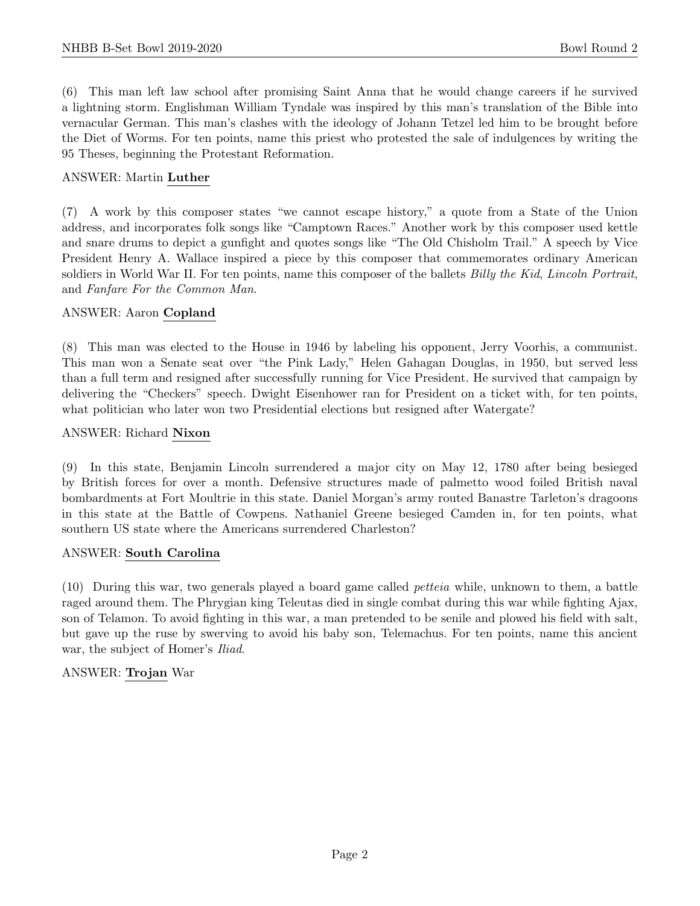(6) This man left law school after promising Saint Anna that he would change careers if he survived a lightning storm. Englishman William Tyndale was inspired by this man's translation of the Bible into vernacular German. This man's clashes with the ideology of Johann Tetzel led him to be brought before the Diet of Worms. For ten points, name this priest who protested the sale of indulgences by writing the 95 Theses, beginning the Protestant Reformation.

ANSWER: Martin **Luther**

(7) A work by this composer states "we cannot escape history," a quote from a State of the Union address, and incorporates folk songs like "Camptown Races." Another work by this composer used kettle and snare drums to depict a gunfight and quotes songs like "The Old Chisholm Trail." A speech by Vice President Henry A. Wallace inspired a piece by this composer that commemorates ordinary American soldiers in World War II. For ten points, name this composer of the ballets *Billy the Kid*, *Lincoln Portrait*, and *Fanfare For the Common Man*.

ANSWER: Aaron **Copland**

(8) This man was elected to the House in 1946 by labeling his opponent, Jerry Voorhis, a communist. This man won a Senate seat over "the Pink Lady," Helen Gahagan Douglas, in 1950, but served less than a full term and resigned after successfully running for Vice President. He survived that campaign by delivering the "Checkers" speech. Dwight Eisenhower ran for President on a ticket with, for ten points, what politician who later won two Presidential elections but resigned after Watergate?

ANSWER: Richard **Nixon**

(9) In this state, Benjamin Lincoln surrendered a major city on May 12, 1780 after being besieged by British forces for over a month. Defensive structures made of palmetto wood foiled British naval bombardments at Fort Moultrie in this state. Daniel Morgan's army routed Banastre Tarleton's dragoons in this state at the Battle of Cowpens. Nathaniel Greene besieged Camden in, for ten points, what southern US state where the Americans surrendered Charleston?

ANSWER: **South Carolina**

(10) During this war, two generals played a board game called *petteia* while, unknown to them, a battle raged around them. The Phrygian king Teleutas died in single combat during this war while fighting Ajax, son of Telamon. To avoid fighting in this war, a man pretended to be senile and plowed his field with salt, but gave up the ruse by swerving to avoid his baby son, Telemachus. For ten points, name this ancient war, the subject of Homer's *Iliad*.

ANSWER: **Trojan** War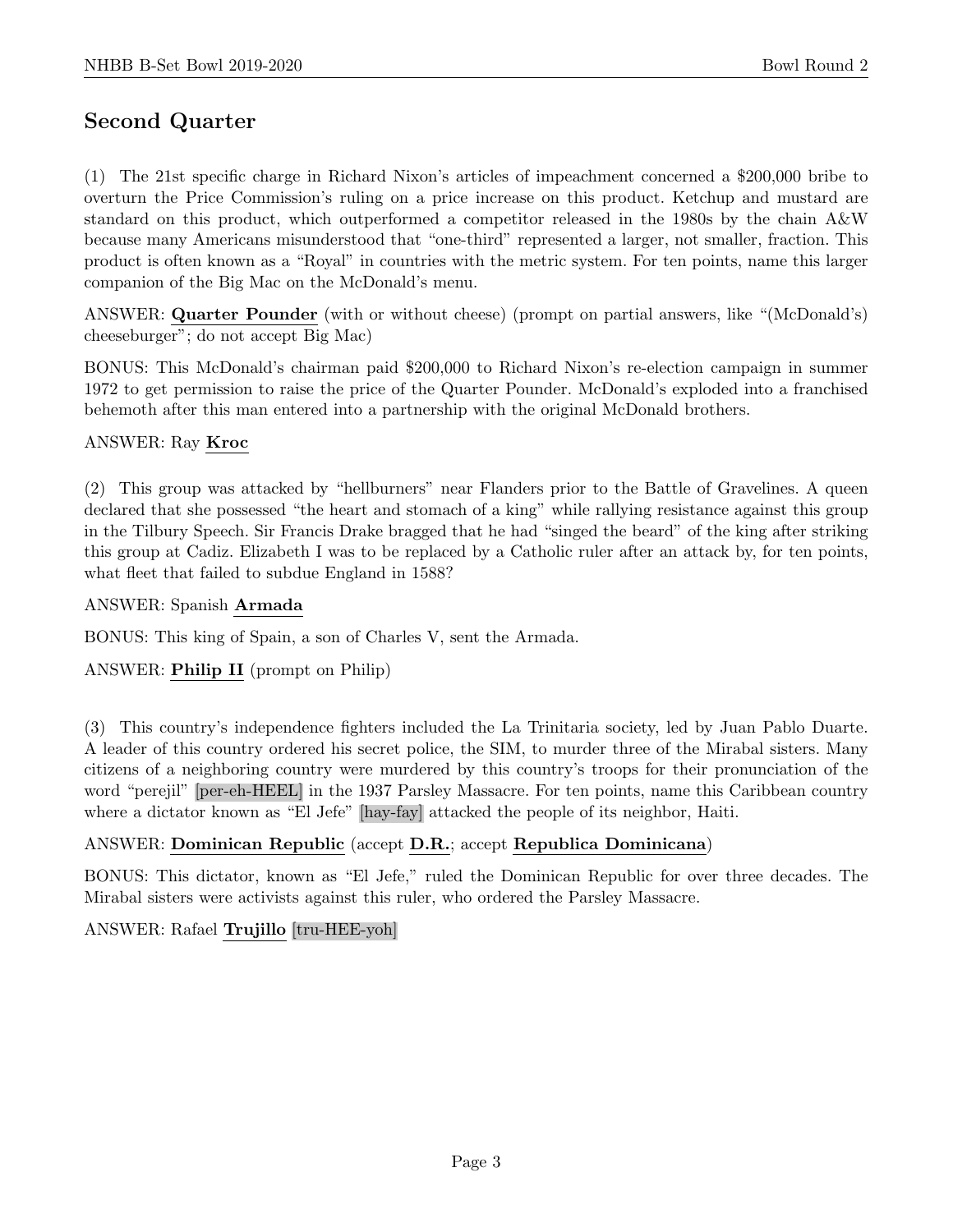## Second Quarter

(1) The 21st specific charge in Richard Nixon's articles of impeachment concerned a $200,000 bribe to overturn the Price Commission's ruling on a price increase on this product. Ketchup and mustard are standard on this product, which outperformed a competitor released in the 1980s by the chain A&W because many Americans misunderstood that "one-third" represented a larger, not smaller, fraction. This product is often known as a "Royal" in countries with the metric system. For ten points, name this larger companion of the Big Mac on the McDonald's menu.

ANSWER: **Quarter Pounder** (with or without cheese) (prompt on partial answers, like "(McDonald's) cheeseburger"; do not accept Big Mac)

BONUS: This McDonald's chairman paid $200,000 to Richard Nixon's re-election campaign in summer 1972 to get permission to raise the price of the Quarter Pounder. McDonald's exploded into a franchised behemoth after this man entered into a partnership with the original McDonald brothers.

ANSWER: Ray **Kroc**

(2) This group was attacked by "hellburners" near Flanders prior to the Battle of Gravelines. A queen declared that she possessed "the heart and stomach of a king" while rallying resistance against this group in the Tilbury Speech. Sir Francis Drake bragged that he had "singed the beard" of the king after striking this group at Cadiz. Elizabeth I was to be replaced by a Catholic ruler after an attack by, for ten points, what fleet that failed to subdue England in 1588?

ANSWER: Spanish **Armada**

BONUS: This king of Spain, a son of Charles V, sent the Armada.

ANSWER: **Philip II** (prompt on Philip)

(3) This country's independence fighters included the La Trinitaria society, led by Juan Pablo Duarte. A leader of this country ordered his secret police, the SIM, to murder three of the Mirabal sisters. Many citizens of a neighboring country were murdered by this country's troops for their pronunciation of the word "perejil" [per-eh-HEEL] in the 1937 Parsley Massacre. For ten points, name this Caribbean country where a dictator known as "El Jefe" [hay-fay] attacked the people of its neighbor, Haiti.

ANSWER: **Dominican Republic** (accept **D.R.**; accept **Republica Dominicana**)

BONUS: This dictator, known as "El Jefe," ruled the Dominican Republic for over three decades. The Mirabal sisters were activists against this ruler, who ordered the Parsley Massacre.

ANSWER: Rafael **Trujillo** [tru-HEE-yoh]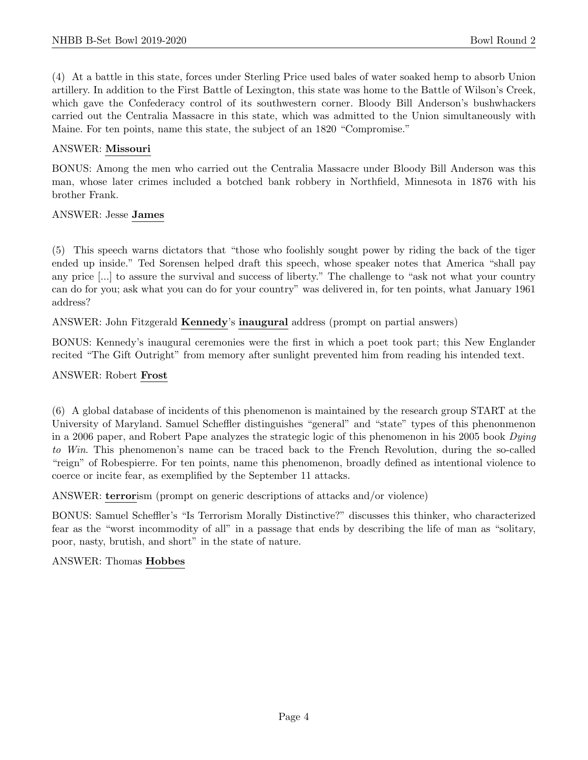(4) At a battle in this state, forces under Sterling Price used bales of water soaked hemp to absorb Union artillery. In addition to the First Battle of Lexington, this state was home to the Battle of Wilson's Creek, which gave the Confederacy control of its southwestern corner. Bloody Bill Anderson's bushwhackers carried out the Centralia Massacre in this state, which was admitted to the Union simultaneously with Maine. For ten points, name this state, the subject of an 1820 "Compromise."

ANSWER: **Missouri**

BONUS: Among the men who carried out the Centralia Massacre under Bloody Bill Anderson was this man, whose later crimes included a botched bank robbery in Northfield, Minnesota in 1876 with his brother Frank.

ANSWER: Jesse **James**

(5) This speech warns dictators that "those who foolishly sought power by riding the back of the tiger ended up inside." Ted Sorensen helped draft this speech, whose speaker notes that America "shall pay any price [...] to assure the survival and success of liberty." The challenge to "ask not what your country can do for you; ask what you can do for your country" was delivered in, for ten points, what January 1961 address?

ANSWER: John Fitzgerald **Kennedy**'s **inaugural** address (prompt on partial answers)

BONUS: Kennedy's inaugural ceremonies were the first in which a poet took part; this New Englander recited "The Gift Outright" from memory after sunlight prevented him from reading his intended text.

ANSWER: Robert **Frost**

(6) A global database of incidents of this phenomenon is maintained by the research group START at the University of Maryland. Samuel Scheffler distinguishes "general" and "state" types of this phenonmenon in a 2006 paper, and Robert Pape analyzes the strategic logic of this phenomenon in his 2005 book *Dying to Win*. This phenomenon's name can be traced back to the French Revolution, during the so-called "reign" of Robespierre. For ten points, name this phenomenon, broadly defined as intentional violence to coerce or incite fear, as exemplified by the September 11 attacks.

ANSWER: **terror**ism (prompt on generic descriptions of attacks and/or violence)

BONUS: Samuel Scheffler's "Is Terrorism Morally Distinctive?" discusses this thinker, who characterized fear as the "worst incommodity of all" in a passage that ends by describing the life of man as "solitary, poor, nasty, brutish, and short" in the state of nature.

ANSWER: Thomas **Hobbes**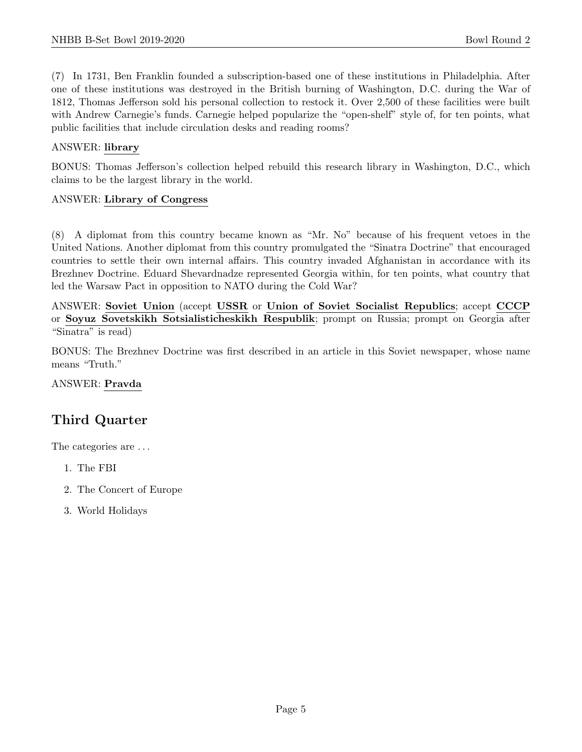(7) In 1731, Ben Franklin founded a subscription-based one of these institutions in Philadelphia. After one of these institutions was destroyed in the British burning of Washington, D.C. during the War of 1812, Thomas Jefferson sold his personal collection to restock it. Over 2,500 of these facilities were built with Andrew Carnegie's funds. Carnegie helped popularize the "open-shelf" style of, for ten points, what public facilities that include circulation desks and reading rooms?

ANSWER: **library**

BONUS: Thomas Jefferson's collection helped rebuild this research library in Washington, D.C., which claims to be the largest library in the world.

ANSWER: **Library of Congress**

(8) A diplomat from this country became known as "Mr. No" because of his frequent vetoes in the United Nations. Another diplomat from this country promulgated the "Sinatra Doctrine" that encouraged countries to settle their own internal affairs. This country invaded Afghanistan in accordance with its Brezhnev Doctrine. Eduard Shevardnadze represented Georgia within, for ten points, what country that led the Warsaw Pact in opposition to NATO during the Cold War?

ANSWER: **Soviet Union** (accept **USSR** or **Union of Soviet Socialist Republics**; accept **CCCP** or **Soyuz Sovetskikh Sotsialisticheskikh Respublik**; prompt on Russia; prompt on Georgia after "Sinatra" is read)

BONUS: The Brezhnev Doctrine was first described in an article in this Soviet newspaper, whose name means "Truth."

ANSWER: **Pravda**

## Third Quarter

The categories are ...

1. The FBI
2. The Concert of Europe
3. World Holidays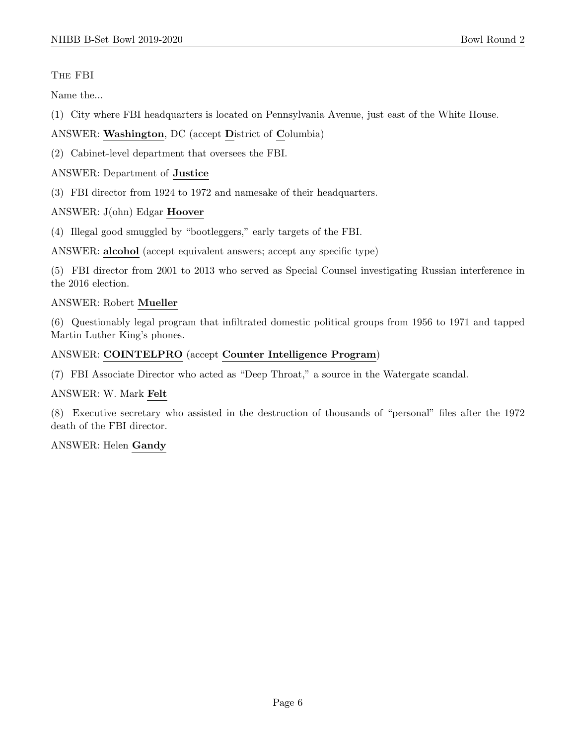The FBI

Name the...

(1) City where FBI headquarters is located on Pennsylvania Avenue, just east of the White House.

ANSWER: **Washington**, DC (accept **D**istrict of **C**olumbia)

(2) Cabinet-level department that oversees the FBI.

ANSWER: Department of **Justice**

(3) FBI director from 1924 to 1972 and namesake of their headquarters.

ANSWER: J(ohn) Edgar **Hoover**

(4) Illegal good smuggled by "bootleggers," early targets of the FBI.

ANSWER: **alcohol** (accept equivalent answers; accept any specific type)

(5) FBI director from 2001 to 2013 who served as Special Counsel investigating Russian interference in the 2016 election.

ANSWER: Robert **Mueller**

(6) Questionably legal program that infiltrated domestic political groups from 1956 to 1971 and tapped Martin Luther King's phones.

ANSWER: **COINTELPRO** (accept **Counter Intelligence Program**)

(7) FBI Associate Director who acted as "Deep Throat," a source in the Watergate scandal.

ANSWER: W. Mark **Felt**

(8) Executive secretary who assisted in the destruction of thousands of "personal" files after the 1972 death of the FBI director.

ANSWER: Helen **Gandy**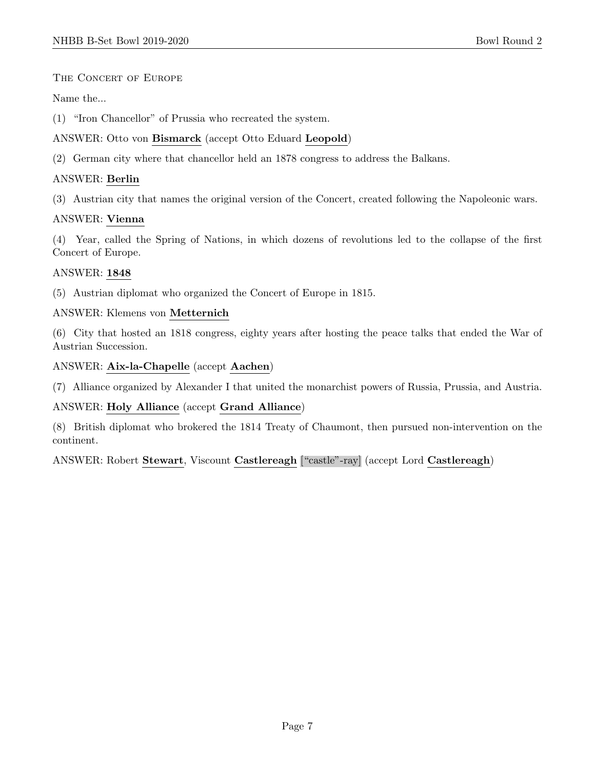The Concert of Europe

Name the...

(1) "Iron Chancellor" of Prussia who recreated the system.

ANSWER: Otto von **Bismarck** (accept Otto Eduard **Leopold**)

(2) German city where that chancellor held an 1878 congress to address the Balkans.

ANSWER: **Berlin**

(3) Austrian city that names the original version of the Concert, created following the Napoleonic wars.

ANSWER: **Vienna**

(4) Year, called the Spring of Nations, in which dozens of revolutions led to the collapse of the first Concert of Europe.

ANSWER: **1848**

(5) Austrian diplomat who organized the Concert of Europe in 1815.

ANSWER: Klemens von **Metternich**

(6) City that hosted an 1818 congress, eighty years after hosting the peace talks that ended the War of Austrian Succession.

ANSWER: **Aix-la-Chapelle** (accept **Aachen**)

(7) Alliance organized by Alexander I that united the monarchist powers of Russia, Prussia, and Austria.

ANSWER: **Holy Alliance** (accept **Grand Alliance**)

(8) British diplomat who brokered the 1814 Treaty of Chaumont, then pursued non-intervention on the continent.

ANSWER: Robert **Stewart**, Viscount **Castlereagh** ["castle"-ray] (accept Lord **Castlereagh**)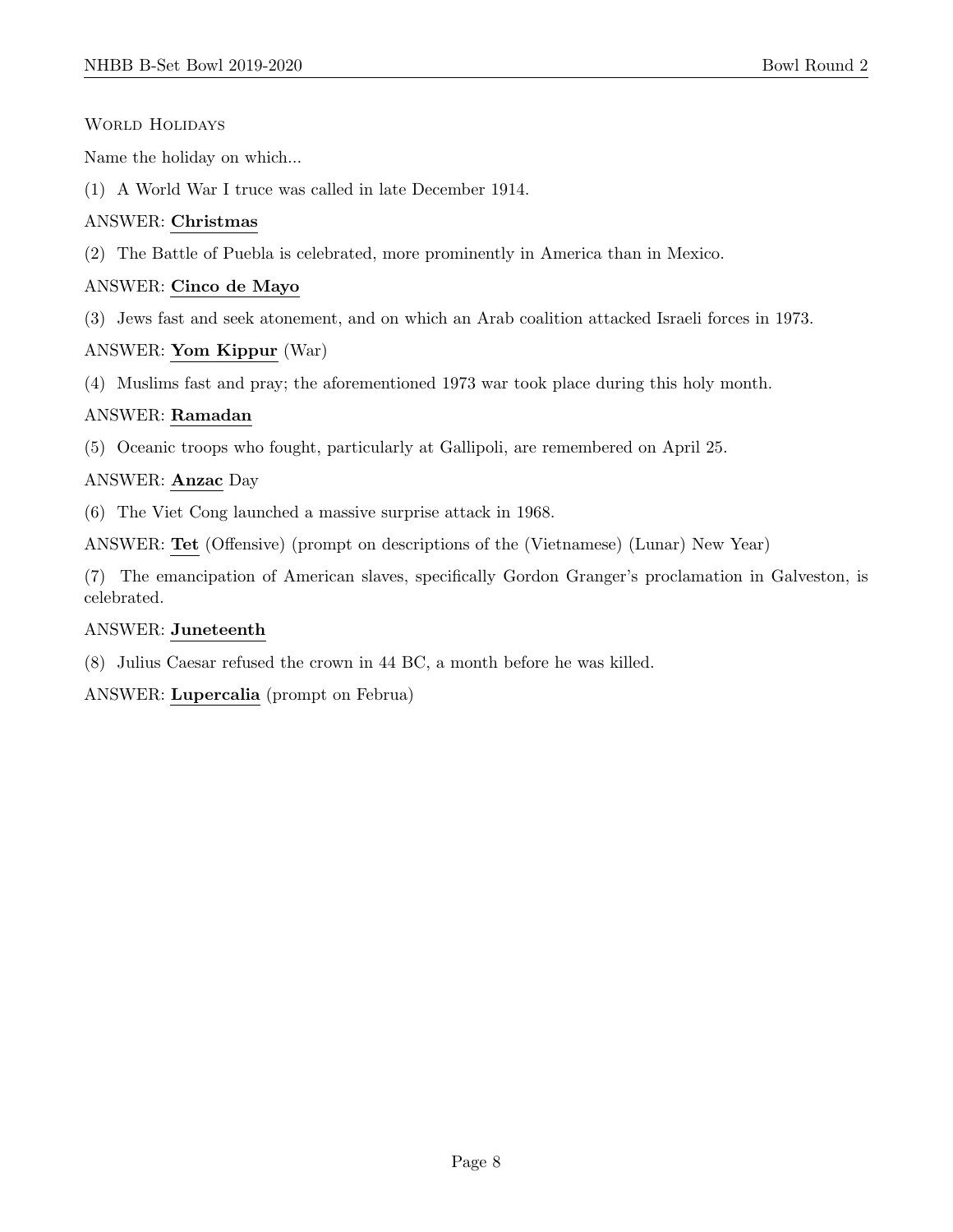World Holidays

Name the holiday on which...

(1) A World War I truce was called in late December 1914.

ANSWER: **Christmas**

(2) The Battle of Puebla is celebrated, more prominently in America than in Mexico.

ANSWER: **Cinco de Mayo**

(3) Jews fast and seek atonement, and on which an Arab coalition attacked Israeli forces in 1973.

ANSWER: **Yom Kippur** (War)

(4) Muslims fast and pray; the aforementioned 1973 war took place during this holy month.

ANSWER: **Ramadan**

(5) Oceanic troops who fought, particularly at Gallipoli, are remembered on April 25.

ANSWER: **Anzac** Day

(6) The Viet Cong launched a massive surprise attack in 1968.

ANSWER: **Tet** (Offensive) (prompt on descriptions of the (Vietnamese) (Lunar) New Year)

(7) The emancipation of American slaves, specifically Gordon Granger's proclamation in Galveston, is celebrated.

ANSWER: **Juneteenth**

(8) Julius Caesar refused the crown in 44 BC, a month before he was killed.

ANSWER: **Lupercalia** (prompt on Februa)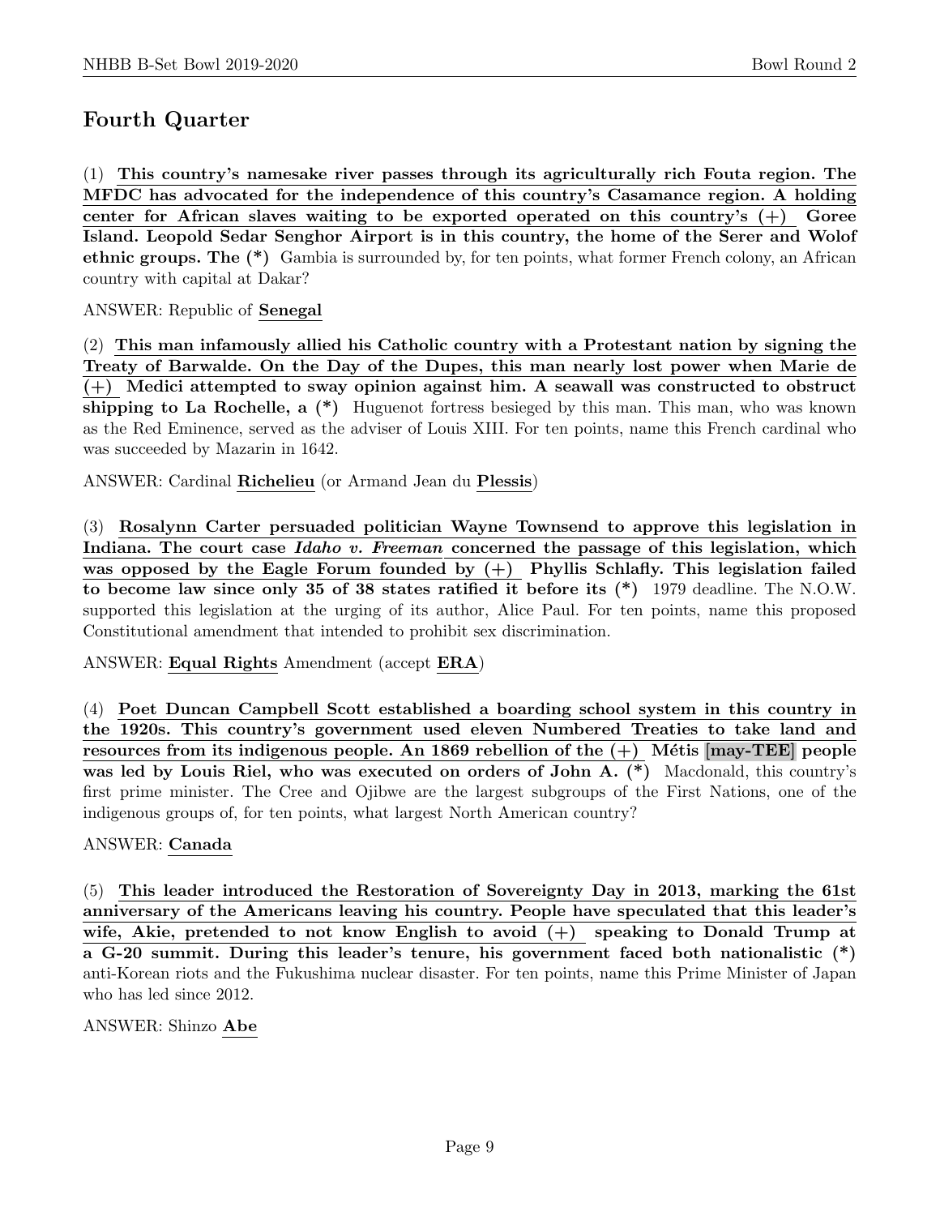## Fourth Quarter

(1) **This country's namesake river passes through its agriculturally rich Fouta region. The MFDC has advocated for the independence of this country's Casamance region. A holding center for African slaves waiting to be exported operated on this country's (+) Goree Island. Leopold Sedar Senghor Airport is in this country, the home of the Serer and Wolof ethnic groups. The (*)** Gambia is surrounded by, for ten points, what former French colony, an African country with capital at Dakar?

ANSWER: Republic of **Senegal**

(2) **This man infamously allied his Catholic country with a Protestant nation by signing the Treaty of Barwalde. On the Day of the Dupes, this man nearly lost power when Marie de (+) Medici attempted to sway opinion against him. A seawall was constructed to obstruct shipping to La Rochelle, a (*)** Huguenot fortress besieged by this man. This man, who was known as the Red Eminence, served as the adviser of Louis XIII. For ten points, name this French cardinal who was succeeded by Mazarin in 1642.

ANSWER: Cardinal **Richelieu** (or Armand Jean du **Plessis**)

(3) **Rosalynn Carter persuaded politician Wayne Townsend to approve this legislation in Indiana. The court case *Idaho v. Freeman* concerned the passage of this legislation, which was opposed by the Eagle Forum founded by (+) Phyllis Schlafly. This legislation failed to become law since only 35 of 38 states ratified it before its (*)** 1979 deadline. The N.O.W. supported this legislation at the urging of its author, Alice Paul. For ten points, name this proposed Constitutional amendment that intended to prohibit sex discrimination.

ANSWER: **Equal Rights** Amendment (accept **ERA**)

(4) **Poet Duncan Campbell Scott established a boarding school system in this country in the 1920s. This country's government used eleven Numbered Treaties to take land and resources from its indigenous people. An 1869 rebellion of the (+) Métis [may-TEE] people was led by Louis Riel, who was executed on orders of John A. (*)** Macdonald, this country's first prime minister. The Cree and Ojibwe are the largest subgroups of the First Nations, one of the indigenous groups of, for ten points, what largest North American country?

ANSWER: **Canada**

(5) **This leader introduced the Restoration of Sovereignty Day in 2013, marking the 61st anniversary of the Americans leaving his country. People have speculated that this leader's wife, Akie, pretended to not know English to avoid (+) speaking to Donald Trump at a G-20 summit. During this leader's tenure, his government faced both nationalistic (*)** anti-Korean riots and the Fukushima nuclear disaster. For ten points, name this Prime Minister of Japan who has led since 2012.

ANSWER: Shinzo **Abe**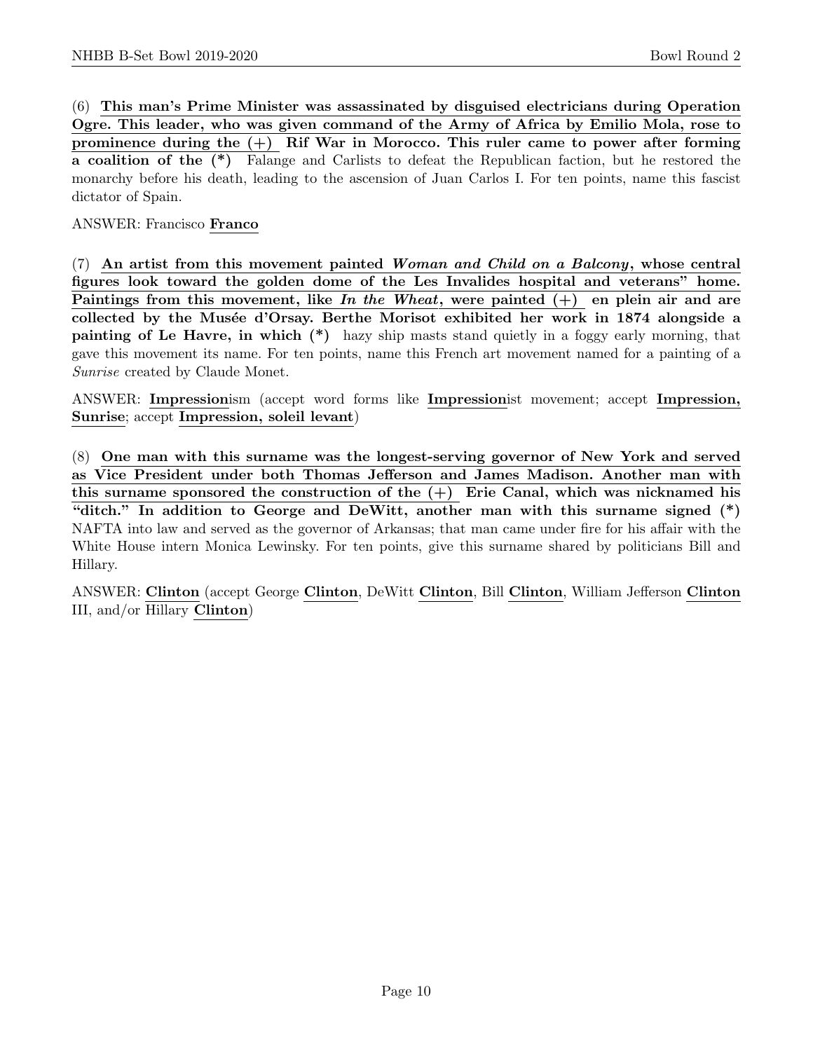(6) **This man's Prime Minister was assassinated by disguised electricians during Operation Ogre. This leader, who was given command of the Army of Africa by Emilio Mola, rose to prominence during the (+) Rif War in Morocco. This ruler came to power after forming a coalition of the (*)** Falange and Carlists to defeat the Republican faction, but he restored the monarchy before his death, leading to the ascension of Juan Carlos I. For ten points, name this fascist dictator of Spain.

ANSWER: Francisco **Franco**

(7) **An artist from this movement painted *Woman and Child on a Balcony*, whose central figures look toward the golden dome of the Les Invalides hospital and veterans" home. Paintings from this movement, like *In the Wheat*, were painted (+) en plein air and are collected by the Musée d'Orsay. Berthe Morisot exhibited her work in 1874 alongside a painting of Le Havre, in which (*)** hazy ship masts stand quietly in a foggy early morning, that gave this movement its name. For ten points, name this French art movement named for a painting of a *Sunrise* created by Claude Monet.

ANSWER: **Impression**ism (accept word forms like **Impression**ist movement; accept **Impression, Sunrise**; accept **Impression, soleil levant**)

(8) **One man with this surname was the longest-serving governor of New York and served as Vice President under both Thomas Jefferson and James Madison. Another man with this surname sponsored the construction of the (+) Erie Canal, which was nicknamed his "ditch." In addition to George and DeWitt, another man with this surname signed (*)** NAFTA into law and served as the governor of Arkansas; that man came under fire for his affair with the White House intern Monica Lewinsky. For ten points, give this surname shared by politicians Bill and Hillary.

ANSWER: **Clinton** (accept George **Clinton**, DeWitt **Clinton**, Bill **Clinton**, William Jefferson **Clinton** III, and/or Hillary **Clinton**)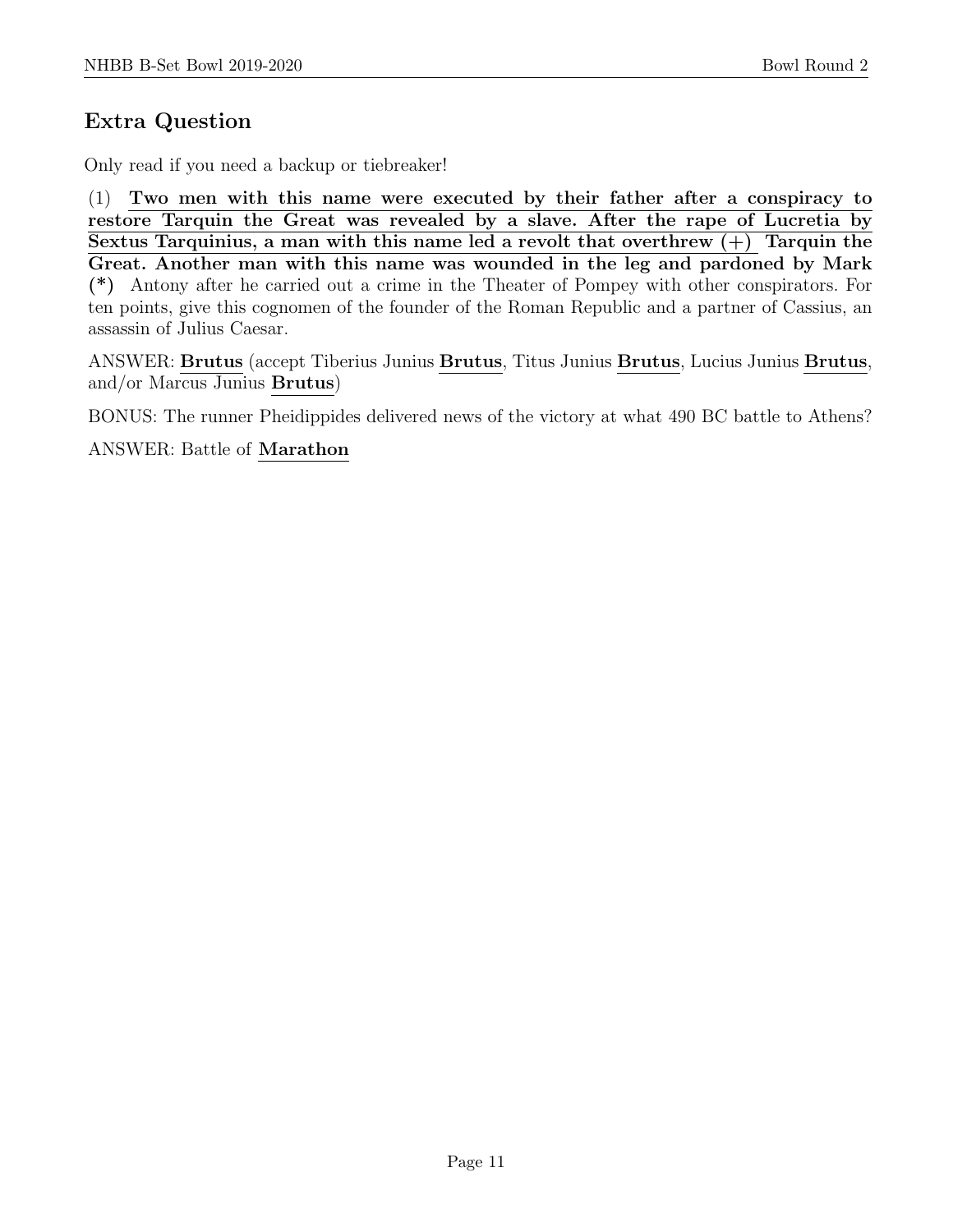## Extra Question

Only read if you need a backup or tiebreaker!

(1) **Two men with this name were executed by their father after a conspiracy to restore Tarquin the Great was revealed by a slave. After the rape of Lucretia by Sextus Tarquinius, a man with this name led a revolt that overthrew (+) Tarquin the Great. Another man with this name was wounded in the leg and pardoned by Mark (*)** Antony after he carried out a crime in the Theater of Pompey with other conspirators. For ten points, give this cognomen of the founder of the Roman Republic and a partner of Cassius, an assassin of Julius Caesar.

ANSWER: **Brutus** (accept Tiberius Junius **Brutus**, Titus Junius **Brutus**, Lucius Junius **Brutus**, and/or Marcus Junius **Brutus**)

BONUS: The runner Pheidippides delivered news of the victory at what 490 BC battle to Athens?

ANSWER: Battle of **Marathon**